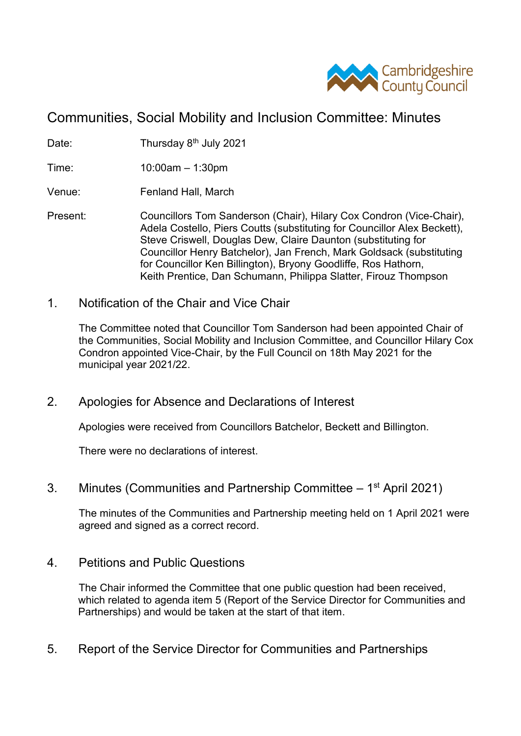# Communities, Social Mobility and Inclusion Committee: Minutes

Date: Thursday 8th July 2021

Time: 10:00am – 1:30pm

Venue: Fenland Hall, March

Present: Councillors Tom Sanderson (Chair), Hilary Cox Condron (Vice-Chair), Adela Costello, Piers Coutts (substituting for Councillor Alex Beckett), Steve Criswell, Douglas Dew, Claire Daunton (substituting for Councillor Henry Batchelor), Jan French, Mark Goldsack (substituting for Councillor Ken Billington), Bryony Goodliffe, Ros Hathorn, Keith Prentice, Dan Schumann, Philippa Slatter, Firouz Thompson

## 1. Notification of the Chair and Vice Chair

The Committee noted that Councillor Tom Sanderson had been appointed Chair of the Communities, Social Mobility and Inclusion Committee, and Councillor Hilary Cox Condron appointed Vice-Chair, by the Full Council on 18th May 2021 for the municipal year 2021/22.

## 2. Apologies for Absence and Declarations of Interest

Apologies were received from Councillors Batchelor, Beckett and Billington.

There were no declarations of interest.

## 3. Minutes (Communities and Partnership Committee – 1st April 2021)

The minutes of the Communities and Partnership meeting held on 1 April 2021 were agreed and signed as a correct record.

## 4. Petitions and Public Questions

The Chair informed the Committee that one public question had been received, which related to agenda item 5 (Report of the Service Director for Communities and Partnerships) and would be taken at the start of that item.

## 5. Report of the Service Director for Communities and Partnerships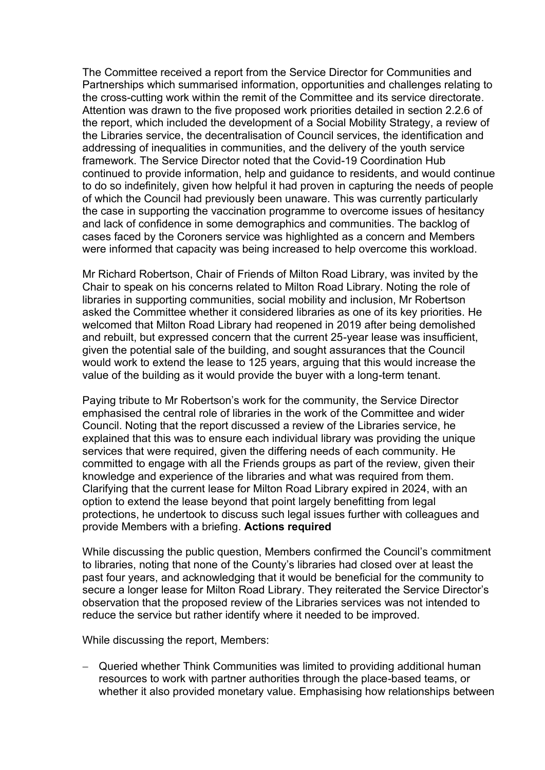The Committee received a report from the Service Director for Communities and Partnerships which summarised information, opportunities and challenges relating to the cross-cutting work within the remit of the Committee and its service directorate. Attention was drawn to the five proposed work priorities detailed in section 2.2.6 of the report, which included the development of a Social Mobility Strategy, a review of the Libraries service, the decentralisation of Council services, the identification and addressing of inequalities in communities, and the delivery of the youth service framework. The Service Director noted that the Covid-19 Coordination Hub continued to provide information, help and guidance to residents, and would continue to do so indefinitely, given how helpful it had proven in capturing the needs of people of which the Council had previously been unaware. This was currently particularly the case in supporting the vaccination programme to overcome issues of hesitancy and lack of confidence in some demographics and communities. The backlog of cases faced by the Coroners service was highlighted as a concern and Members were informed that capacity was being increased to help overcome this workload.

Mr Richard Robertson, Chair of Friends of Milton Road Library, was invited by the Chair to speak on his concerns related to Milton Road Library. Noting the role of libraries in supporting communities, social mobility and inclusion, Mr Robertson asked the Committee whether it considered libraries as one of its key priorities. He welcomed that Milton Road Library had reopened in 2019 after being demolished and rebuilt, but expressed concern that the current 25-year lease was insufficient, given the potential sale of the building, and sought assurances that the Council would work to extend the lease to 125 years, arguing that this would increase the value of the building as it would provide the buyer with a long-term tenant.

Paying tribute to Mr Robertson's work for the community, the Service Director emphasised the central role of libraries in the work of the Committee and wider Council. Noting that the report discussed a review of the Libraries service, he explained that this was to ensure each individual library was providing the unique services that were required, given the differing needs of each community. He committed to engage with all the Friends groups as part of the review, given their knowledge and experience of the libraries and what was required from them. Clarifying that the current lease for Milton Road Library expired in 2024, with an option to extend the lease beyond that point largely benefitting from legal protections, he undertook to discuss such legal issues further with colleagues and provide Members with a briefing. **Actions required**

While discussing the public question, Members confirmed the Council's commitment to libraries, noting that none of the County's libraries had closed over at least the past four years, and acknowledging that it would be beneficial for the community to secure a longer lease for Milton Road Library. They reiterated the Service Director's observation that the proposed review of the Libraries services was not intended to reduce the service but rather identify where it needed to be improved.

While discussing the report, Members:

- Queried whether Think Communities was limited to providing additional human resources to work with partner authorities through the place-based teams, or whether it also provided monetary value. Emphasising how relationships between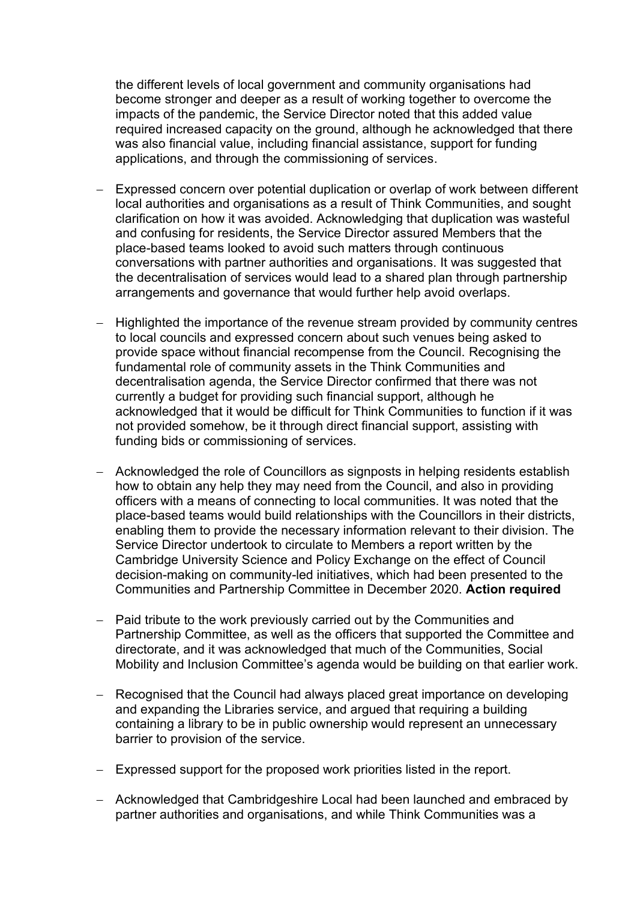the different levels of local government and community organisations had become stronger and deeper as a result of working together to overcome the impacts of the pandemic, the Service Director noted that this added value required increased capacity on the ground, although he acknowledged that there was also financial value, including financial assistance, support for funding applications, and through the commissioning of services.

- Expressed concern over potential duplication or overlap of work between different local authorities and organisations as a result of Think Communities, and sought clarification on how it was avoided. Acknowledging that duplication was wasteful and confusing for residents, the Service Director assured Members that the place-based teams looked to avoid such matters through continuous conversations with partner authorities and organisations. It was suggested that the decentralisation of services would lead to a shared plan through partnership arrangements and governance that would further help avoid overlaps.

- Highlighted the importance of the revenue stream provided by community centres to local councils and expressed concern about such venues being asked to provide space without financial recompense from the Council. Recognising the fundamental role of community assets in the Think Communities and decentralisation agenda, the Service Director confirmed that there was not currently a budget for providing such financial support, although he acknowledged that it would be difficult for Think Communities to function if it was not provided somehow, be it through direct financial support, assisting with funding bids or commissioning of services.

- Acknowledged the role of Councillors as signposts in helping residents establish how to obtain any help they may need from the Council, and also in providing officers with a means of connecting to local communities. It was noted that the place-based teams would build relationships with the Councillors in their districts, enabling them to provide the necessary information relevant to their division. The Service Director undertook to circulate to Members a report written by the Cambridge University Science and Policy Exchange on the effect of Council decision-making on community-led initiatives, which had been presented to the Communities and Partnership Committee in December 2020. **Action required**

- Paid tribute to the work previously carried out by the Communities and Partnership Committee, as well as the officers that supported the Committee and directorate, and it was acknowledged that much of the Communities, Social Mobility and Inclusion Committee's agenda would be building on that earlier work.

- Recognised that the Council had always placed great importance on developing and expanding the Libraries service, and argued that requiring a building containing a library to be in public ownership would represent an unnecessary barrier to provision of the service.

- Expressed support for the proposed work priorities listed in the report.

- Acknowledged that Cambridgeshire Local had been launched and embraced by partner authorities and organisations, and while Think Communities was a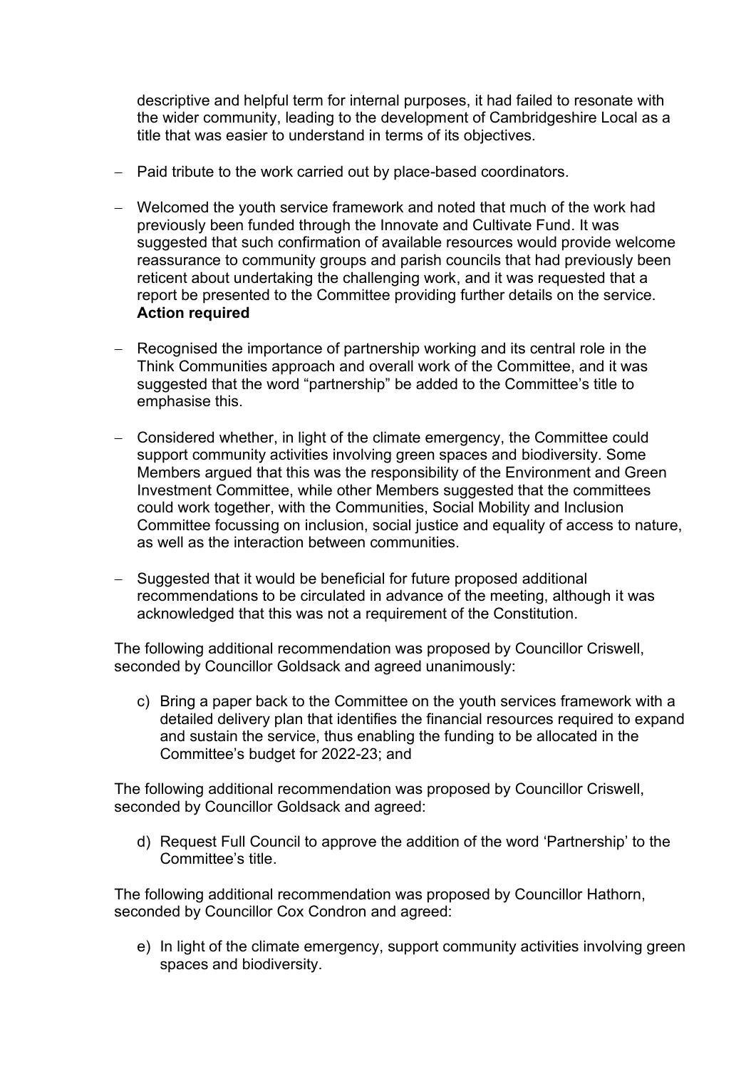descriptive and helpful term for internal purposes, it had failed to resonate with the wider community, leading to the development of Cambridgeshire Local as a title that was easier to understand in terms of its objectives.

- Paid tribute to the work carried out by place-based coordinators.

- Welcomed the youth service framework and noted that much of the work had previously been funded through the Innovate and Cultivate Fund. It was suggested that such confirmation of available resources would provide welcome reassurance to community groups and parish councils that had previously been reticent about undertaking the challenging work, and it was requested that a report be presented to the Committee providing further details on the service. **Action required**

- Recognised the importance of partnership working and its central role in the Think Communities approach and overall work of the Committee, and it was suggested that the word "partnership" be added to the Committee's title to emphasise this.

- Considered whether, in light of the climate emergency, the Committee could support community activities involving green spaces and biodiversity. Some Members argued that this was the responsibility of the Environment and Green Investment Committee, while other Members suggested that the committees could work together, with the Communities, Social Mobility and Inclusion Committee focussing on inclusion, social justice and equality of access to nature, as well as the interaction between communities.

- Suggested that it would be beneficial for future proposed additional recommendations to be circulated in advance of the meeting, although it was acknowledged that this was not a requirement of the Constitution.

The following additional recommendation was proposed by Councillor Criswell, seconded by Councillor Goldsack and agreed unanimously:

c) Bring a paper back to the Committee on the youth services framework with a detailed delivery plan that identifies the financial resources required to expand and sustain the service, thus enabling the funding to be allocated in the Committee's budget for 2022-23; and

The following additional recommendation was proposed by Councillor Criswell, seconded by Councillor Goldsack and agreed:

d) Request Full Council to approve the addition of the word 'Partnership' to the Committee's title.

The following additional recommendation was proposed by Councillor Hathorn, seconded by Councillor Cox Condron and agreed:

e) In light of the climate emergency, support community activities involving green spaces and biodiversity.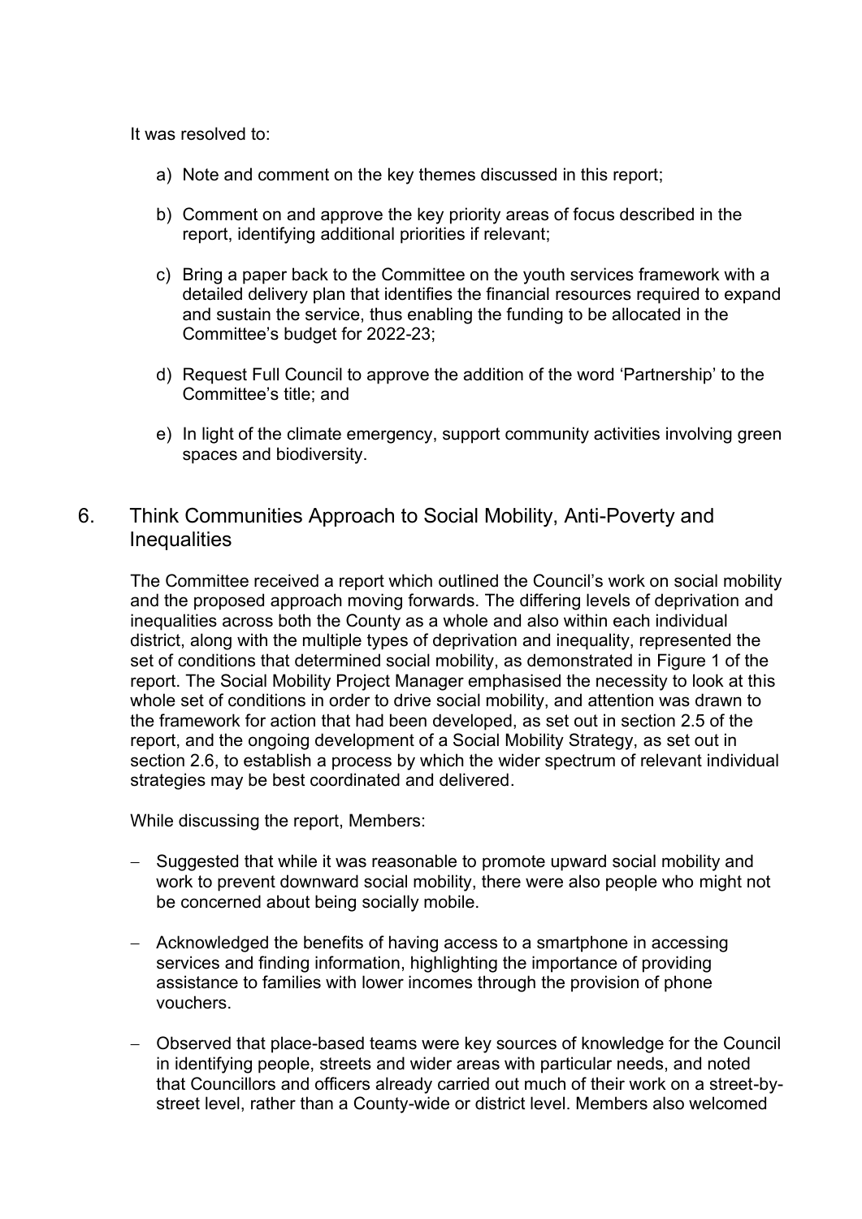It was resolved to:

a) Note and comment on the key themes discussed in this report;

b) Comment on and approve the key priority areas of focus described in the report, identifying additional priorities if relevant;

c) Bring a paper back to the Committee on the youth services framework with a detailed delivery plan that identifies the financial resources required to expand and sustain the service, thus enabling the funding to be allocated in the Committee's budget for 2022-23;

d) Request Full Council to approve the addition of the word 'Partnership' to the Committee's title; and

e) In light of the climate emergency, support community activities involving green spaces and biodiversity.

## 6. Think Communities Approach to Social Mobility, Anti-Poverty and Inequalities

The Committee received a report which outlined the Council's work on social mobility and the proposed approach moving forwards. The differing levels of deprivation and inequalities across both the County as a whole and also within each individual district, along with the multiple types of deprivation and inequality, represented the set of conditions that determined social mobility, as demonstrated in Figure 1 of the report. The Social Mobility Project Manager emphasised the necessity to look at this whole set of conditions in order to drive social mobility, and attention was drawn to the framework for action that had been developed, as set out in section 2.5 of the report, and the ongoing development of a Social Mobility Strategy, as set out in section 2.6, to establish a process by which the wider spectrum of relevant individual strategies may be best coordinated and delivered.

While discussing the report, Members:

- Suggested that while it was reasonable to promote upward social mobility and work to prevent downward social mobility, there were also people who might not be concerned about being socially mobile.

- Acknowledged the benefits of having access to a smartphone in accessing services and finding information, highlighting the importance of providing assistance to families with lower incomes through the provision of phone vouchers.

- Observed that place-based teams were key sources of knowledge for the Council in identifying people, streets and wider areas with particular needs, and noted that Councillors and officers already carried out much of their work on a street-by-street level, rather than a County-wide or district level. Members also welcomed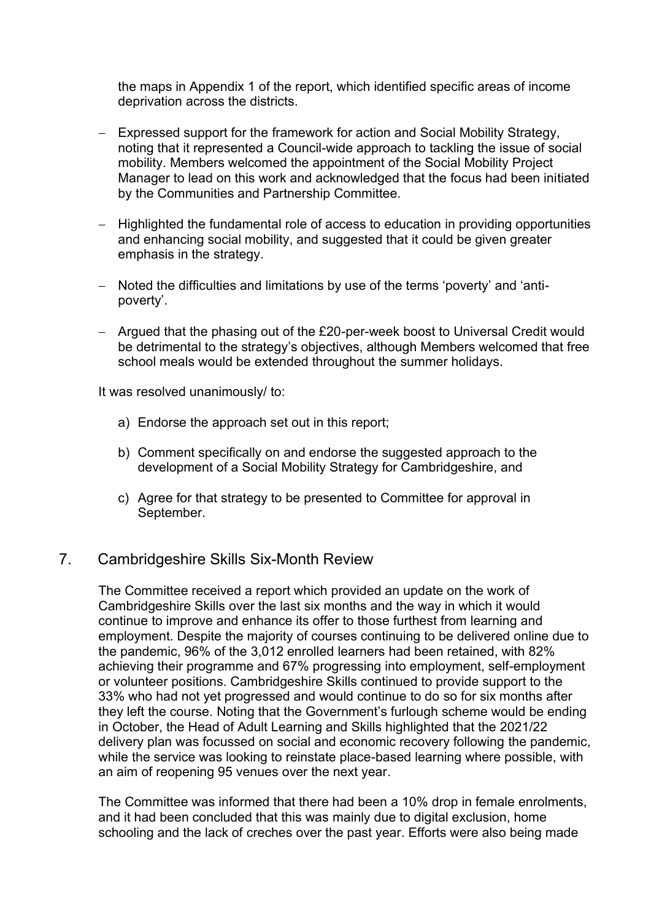the maps in Appendix 1 of the report, which identified specific areas of income deprivation across the districts.

- Expressed support for the framework for action and Social Mobility Strategy, noting that it represented a Council-wide approach to tackling the issue of social mobility. Members welcomed the appointment of the Social Mobility Project Manager to lead on this work and acknowledged that the focus had been initiated by the Communities and Partnership Committee.

- Highlighted the fundamental role of access to education in providing opportunities and enhancing social mobility, and suggested that it could be given greater emphasis in the strategy.

- Noted the difficulties and limitations by use of the terms 'poverty' and 'anti-poverty'.

- Argued that the phasing out of the £20-per-week boost to Universal Credit would be detrimental to the strategy's objectives, although Members welcomed that free school meals would be extended throughout the summer holidays.

It was resolved unanimously/ to:

a) Endorse the approach set out in this report;

b) Comment specifically on and endorse the suggested approach to the development of a Social Mobility Strategy for Cambridgeshire, and

c) Agree for that strategy to be presented to Committee for approval in September.

## 7. Cambridgeshire Skills Six-Month Review

The Committee received a report which provided an update on the work of Cambridgeshire Skills over the last six months and the way in which it would continue to improve and enhance its offer to those furthest from learning and employment. Despite the majority of courses continuing to be delivered online due to the pandemic, 96% of the 3,012 enrolled learners had been retained, with 82% achieving their programme and 67% progressing into employment, self-employment or volunteer positions. Cambridgeshire Skills continued to provide support to the 33% who had not yet progressed and would continue to do so for six months after they left the course. Noting that the Government's furlough scheme would be ending in October, the Head of Adult Learning and Skills highlighted that the 2021/22 delivery plan was focussed on social and economic recovery following the pandemic, while the service was looking to reinstate place-based learning where possible, with an aim of reopening 95 venues over the next year.

The Committee was informed that there had been a 10% drop in female enrolments, and it had been concluded that this was mainly due to digital exclusion, home schooling and the lack of creches over the past year. Efforts were also being made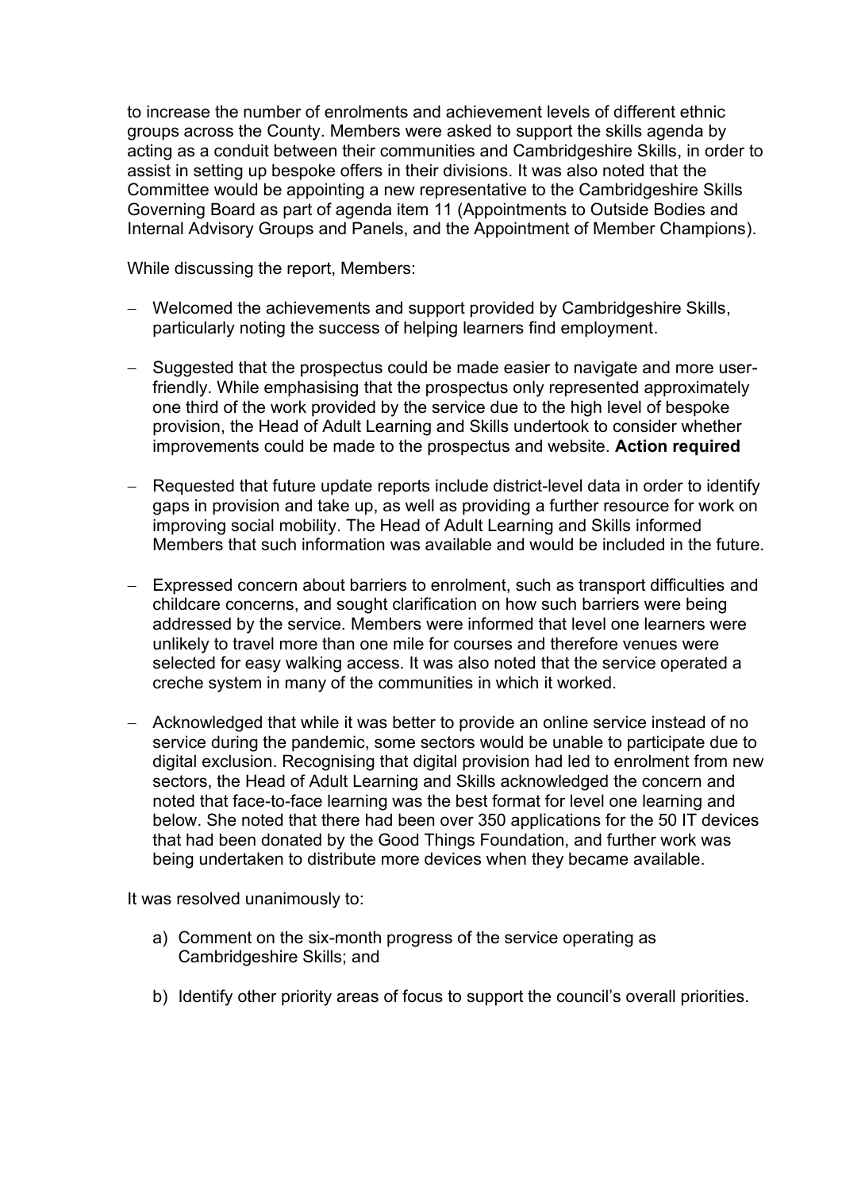to increase the number of enrolments and achievement levels of different ethnic groups across the County. Members were asked to support the skills agenda by acting as a conduit between their communities and Cambridgeshire Skills, in order to assist in setting up bespoke offers in their divisions. It was also noted that the Committee would be appointing a new representative to the Cambridgeshire Skills Governing Board as part of agenda item 11 (Appointments to Outside Bodies and Internal Advisory Groups and Panels, and the Appointment of Member Champions).

While discussing the report, Members:

- Welcomed the achievements and support provided by Cambridgeshire Skills, particularly noting the success of helping learners find employment.

- Suggested that the prospectus could be made easier to navigate and more user-friendly. While emphasising that the prospectus only represented approximately one third of the work provided by the service due to the high level of bespoke provision, the Head of Adult Learning and Skills undertook to consider whether improvements could be made to the prospectus and website. **Action required**

- Requested that future update reports include district-level data in order to identify gaps in provision and take up, as well as providing a further resource for work on improving social mobility. The Head of Adult Learning and Skills informed Members that such information was available and would be included in the future.

- Expressed concern about barriers to enrolment, such as transport difficulties and childcare concerns, and sought clarification on how such barriers were being addressed by the service. Members were informed that level one learners were unlikely to travel more than one mile for courses and therefore venues were selected for easy walking access. It was also noted that the service operated a creche system in many of the communities in which it worked.

- Acknowledged that while it was better to provide an online service instead of no service during the pandemic, some sectors would be unable to participate due to digital exclusion. Recognising that digital provision had led to enrolment from new sectors, the Head of Adult Learning and Skills acknowledged the concern and noted that face-to-face learning was the best format for level one learning and below. She noted that there had been over 350 applications for the 50 IT devices that had been donated by the Good Things Foundation, and further work was being undertaken to distribute more devices when they became available.

It was resolved unanimously to:

a) Comment on the six-month progress of the service operating as Cambridgeshire Skills; and

b) Identify other priority areas of focus to support the council's overall priorities.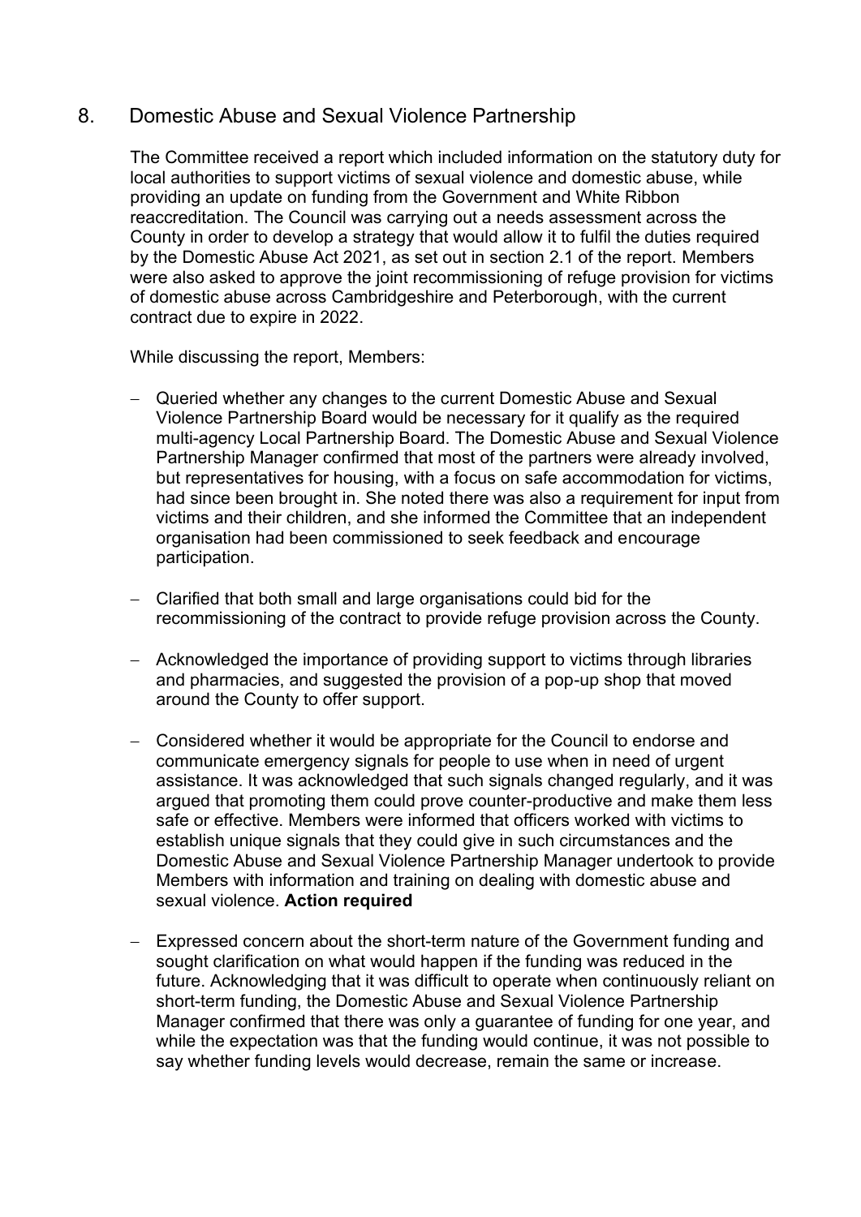## 8. Domestic Abuse and Sexual Violence Partnership

The Committee received a report which included information on the statutory duty for local authorities to support victims of sexual violence and domestic abuse, while providing an update on funding from the Government and White Ribbon reaccreditation. The Council was carrying out a needs assessment across the County in order to develop a strategy that would allow it to fulfil the duties required by the Domestic Abuse Act 2021, as set out in section 2.1 of the report. Members were also asked to approve the joint recommissioning of refuge provision for victims of domestic abuse across Cambridgeshire and Peterborough, with the current contract due to expire in 2022.

While discussing the report, Members:

- Queried whether any changes to the current Domestic Abuse and Sexual Violence Partnership Board would be necessary for it qualify as the required multi-agency Local Partnership Board. The Domestic Abuse and Sexual Violence Partnership Manager confirmed that most of the partners were already involved, but representatives for housing, with a focus on safe accommodation for victims, had since been brought in. She noted there was also a requirement for input from victims and their children, and she informed the Committee that an independent organisation had been commissioned to seek feedback and encourage participation.

- Clarified that both small and large organisations could bid for the recommissioning of the contract to provide refuge provision across the County.

- Acknowledged the importance of providing support to victims through libraries and pharmacies, and suggested the provision of a pop-up shop that moved around the County to offer support.

- Considered whether it would be appropriate for the Council to endorse and communicate emergency signals for people to use when in need of urgent assistance. It was acknowledged that such signals changed regularly, and it was argued that promoting them could prove counter-productive and make them less safe or effective. Members were informed that officers worked with victims to establish unique signals that they could give in such circumstances and the Domestic Abuse and Sexual Violence Partnership Manager undertook to provide Members with information and training on dealing with domestic abuse and sexual violence. **Action required**

- Expressed concern about the short-term nature of the Government funding and sought clarification on what would happen if the funding was reduced in the future. Acknowledging that it was difficult to operate when continuously reliant on short-term funding, the Domestic Abuse and Sexual Violence Partnership Manager confirmed that there was only a guarantee of funding for one year, and while the expectation was that the funding would continue, it was not possible to say whether funding levels would decrease, remain the same or increase.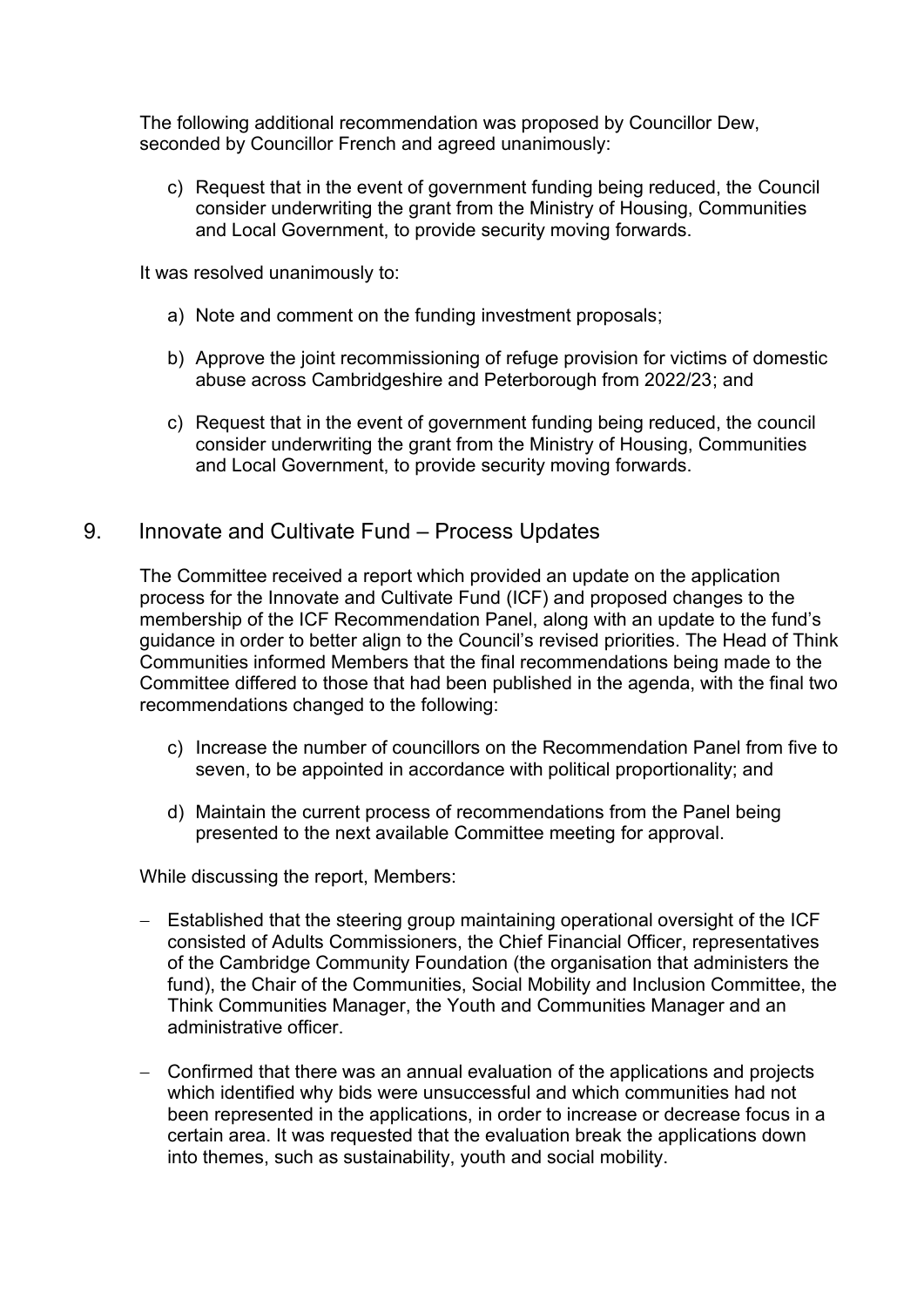The following additional recommendation was proposed by Councillor Dew, seconded by Councillor French and agreed unanimously:

c) Request that in the event of government funding being reduced, the Council consider underwriting the grant from the Ministry of Housing, Communities and Local Government, to provide security moving forwards.

It was resolved unanimously to:

a) Note and comment on the funding investment proposals;

b) Approve the joint recommissioning of refuge provision for victims of domestic abuse across Cambridgeshire and Peterborough from 2022/23; and

c) Request that in the event of government funding being reduced, the council consider underwriting the grant from the Ministry of Housing, Communities and Local Government, to provide security moving forwards.

## 9. Innovate and Cultivate Fund – Process Updates

The Committee received a report which provided an update on the application process for the Innovate and Cultivate Fund (ICF) and proposed changes to the membership of the ICF Recommendation Panel, along with an update to the fund's guidance in order to better align to the Council's revised priorities. The Head of Think Communities informed Members that the final recommendations being made to the Committee differed to those that had been published in the agenda, with the final two recommendations changed to the following:

c) Increase the number of councillors on the Recommendation Panel from five to seven, to be appointed in accordance with political proportionality; and

d) Maintain the current process of recommendations from the Panel being presented to the next available Committee meeting for approval.

While discussing the report, Members:

- Established that the steering group maintaining operational oversight of the ICF consisted of Adults Commissioners, the Chief Financial Officer, representatives of the Cambridge Community Foundation (the organisation that administers the fund), the Chair of the Communities, Social Mobility and Inclusion Committee, the Think Communities Manager, the Youth and Communities Manager and an administrative officer.

- Confirmed that there was an annual evaluation of the applications and projects which identified why bids were unsuccessful and which communities had not been represented in the applications, in order to increase or decrease focus in a certain area. It was requested that the evaluation break the applications down into themes, such as sustainability, youth and social mobility.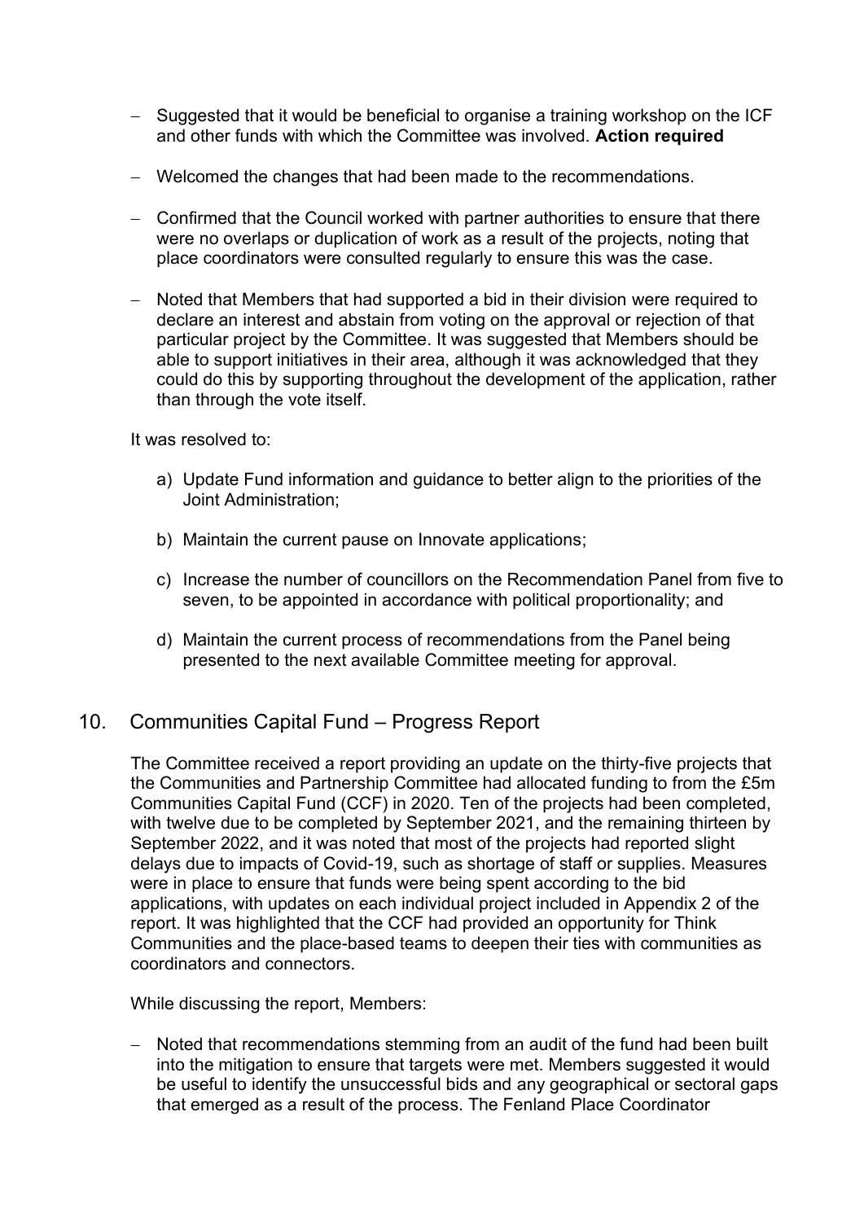- Suggested that it would be beneficial to organise a training workshop on the ICF and other funds with which the Committee was involved. **Action required**

- Welcomed the changes that had been made to the recommendations.

- Confirmed that the Council worked with partner authorities to ensure that there were no overlaps or duplication of work as a result of the projects, noting that place coordinators were consulted regularly to ensure this was the case.

- Noted that Members that had supported a bid in their division were required to declare an interest and abstain from voting on the approval or rejection of that particular project by the Committee. It was suggested that Members should be able to support initiatives in their area, although it was acknowledged that they could do this by supporting throughout the development of the application, rather than through the vote itself.

It was resolved to:

a) Update Fund information and guidance to better align to the priorities of the Joint Administration;

b) Maintain the current pause on Innovate applications;

c) Increase the number of councillors on the Recommendation Panel from five to seven, to be appointed in accordance with political proportionality; and

d) Maintain the current process of recommendations from the Panel being presented to the next available Committee meeting for approval.

## 10. Communities Capital Fund – Progress Report

The Committee received a report providing an update on the thirty-five projects that the Communities and Partnership Committee had allocated funding to from the £5m Communities Capital Fund (CCF) in 2020. Ten of the projects had been completed, with twelve due to be completed by September 2021, and the remaining thirteen by September 2022, and it was noted that most of the projects had reported slight delays due to impacts of Covid-19, such as shortage of staff or supplies. Measures were in place to ensure that funds were being spent according to the bid applications, with updates on each individual project included in Appendix 2 of the report. It was highlighted that the CCF had provided an opportunity for Think Communities and the place-based teams to deepen their ties with communities as coordinators and connectors.

While discussing the report, Members:

- Noted that recommendations stemming from an audit of the fund had been built into the mitigation to ensure that targets were met. Members suggested it would be useful to identify the unsuccessful bids and any geographical or sectoral gaps that emerged as a result of the process. The Fenland Place Coordinator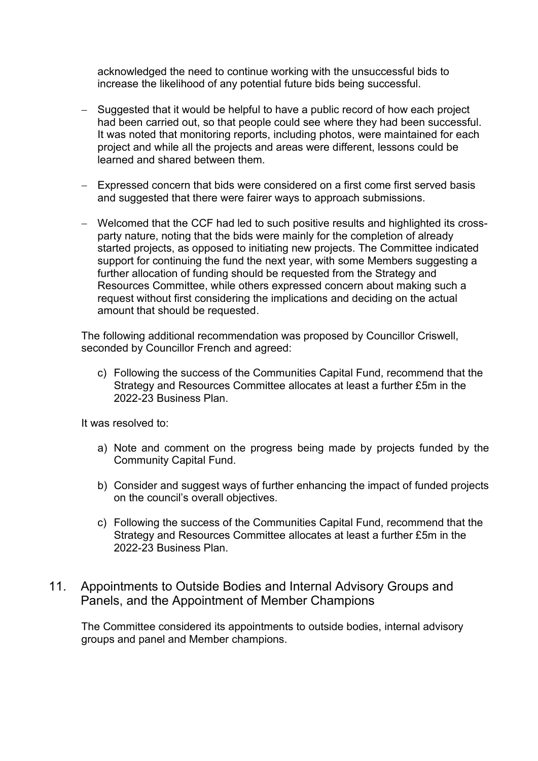acknowledged the need to continue working with the unsuccessful bids to increase the likelihood of any potential future bids being successful.

- Suggested that it would be helpful to have a public record of how each project had been carried out, so that people could see where they had been successful. It was noted that monitoring reports, including photos, were maintained for each project and while all the projects and areas were different, lessons could be learned and shared between them.

- Expressed concern that bids were considered on a first come first served basis and suggested that there were fairer ways to approach submissions.

- Welcomed that the CCF had led to such positive results and highlighted its cross-party nature, noting that the bids were mainly for the completion of already started projects, as opposed to initiating new projects. The Committee indicated support for continuing the fund the next year, with some Members suggesting a further allocation of funding should be requested from the Strategy and Resources Committee, while others expressed concern about making such a request without first considering the implications and deciding on the actual amount that should be requested.

The following additional recommendation was proposed by Councillor Criswell, seconded by Councillor French and agreed:

c) Following the success of the Communities Capital Fund, recommend that the Strategy and Resources Committee allocates at least a further £5m in the 2022-23 Business Plan.

It was resolved to:

a) Note and comment on the progress being made by projects funded by the Community Capital Fund.

b) Consider and suggest ways of further enhancing the impact of funded projects on the council's overall objectives.

c) Following the success of the Communities Capital Fund, recommend that the Strategy and Resources Committee allocates at least a further £5m in the 2022-23 Business Plan.

## 11. Appointments to Outside Bodies and Internal Advisory Groups and Panels, and the Appointment of Member Champions

The Committee considered its appointments to outside bodies, internal advisory groups and panel and Member champions.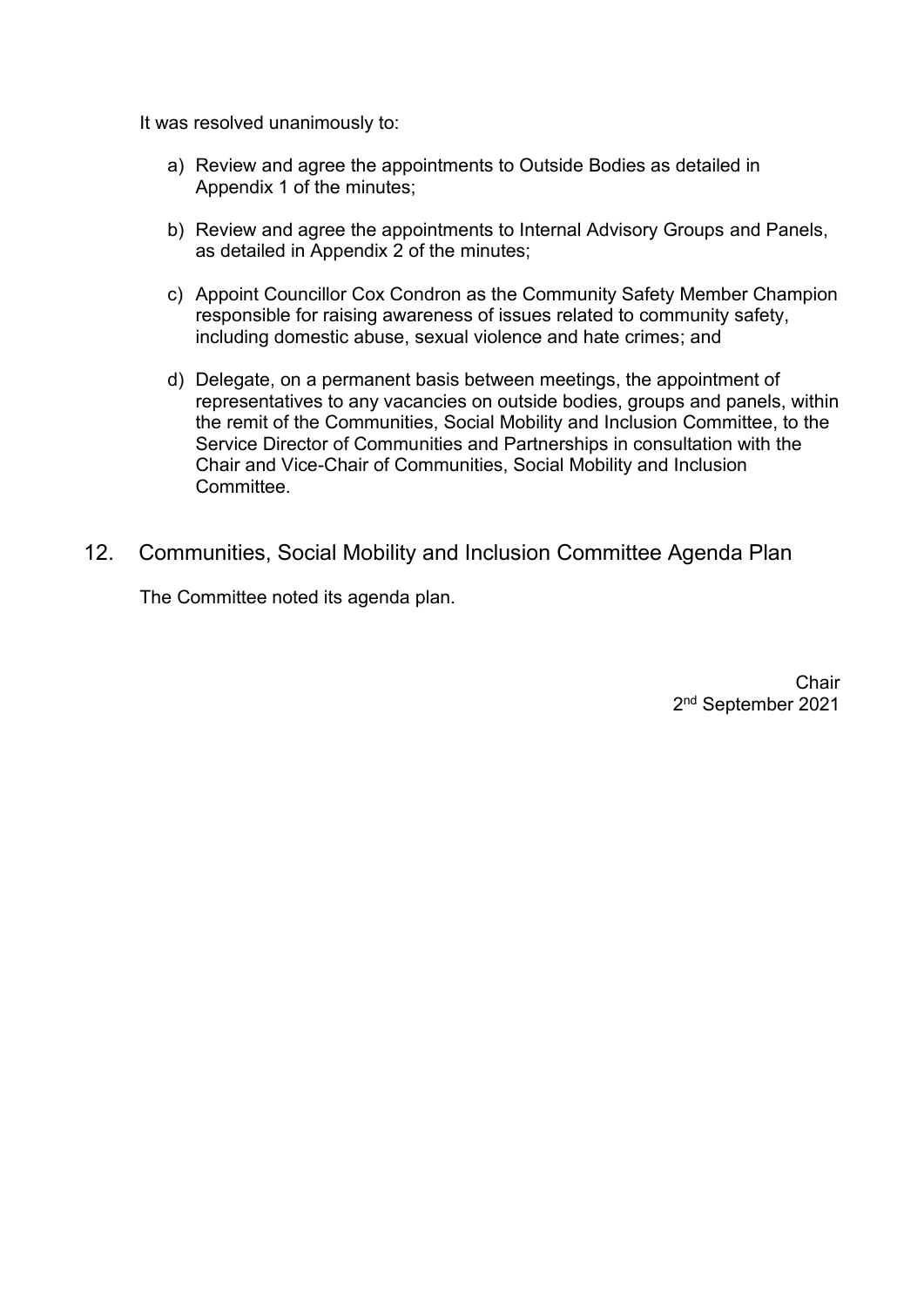It was resolved unanimously to:

a) Review and agree the appointments to Outside Bodies as detailed in Appendix 1 of the minutes;

b) Review and agree the appointments to Internal Advisory Groups and Panels, as detailed in Appendix 2 of the minutes;

c) Appoint Councillor Cox Condron as the Community Safety Member Champion responsible for raising awareness of issues related to community safety, including domestic abuse, sexual violence and hate crimes; and

d) Delegate, on a permanent basis between meetings, the appointment of representatives to any vacancies on outside bodies, groups and panels, within the remit of the Communities, Social Mobility and Inclusion Committee, to the Service Director of Communities and Partnerships in consultation with the Chair and Vice-Chair of Communities, Social Mobility and Inclusion Committee.

## 12. Communities, Social Mobility and Inclusion Committee Agenda Plan

The Committee noted its agenda plan.

Chair
2nd September 2021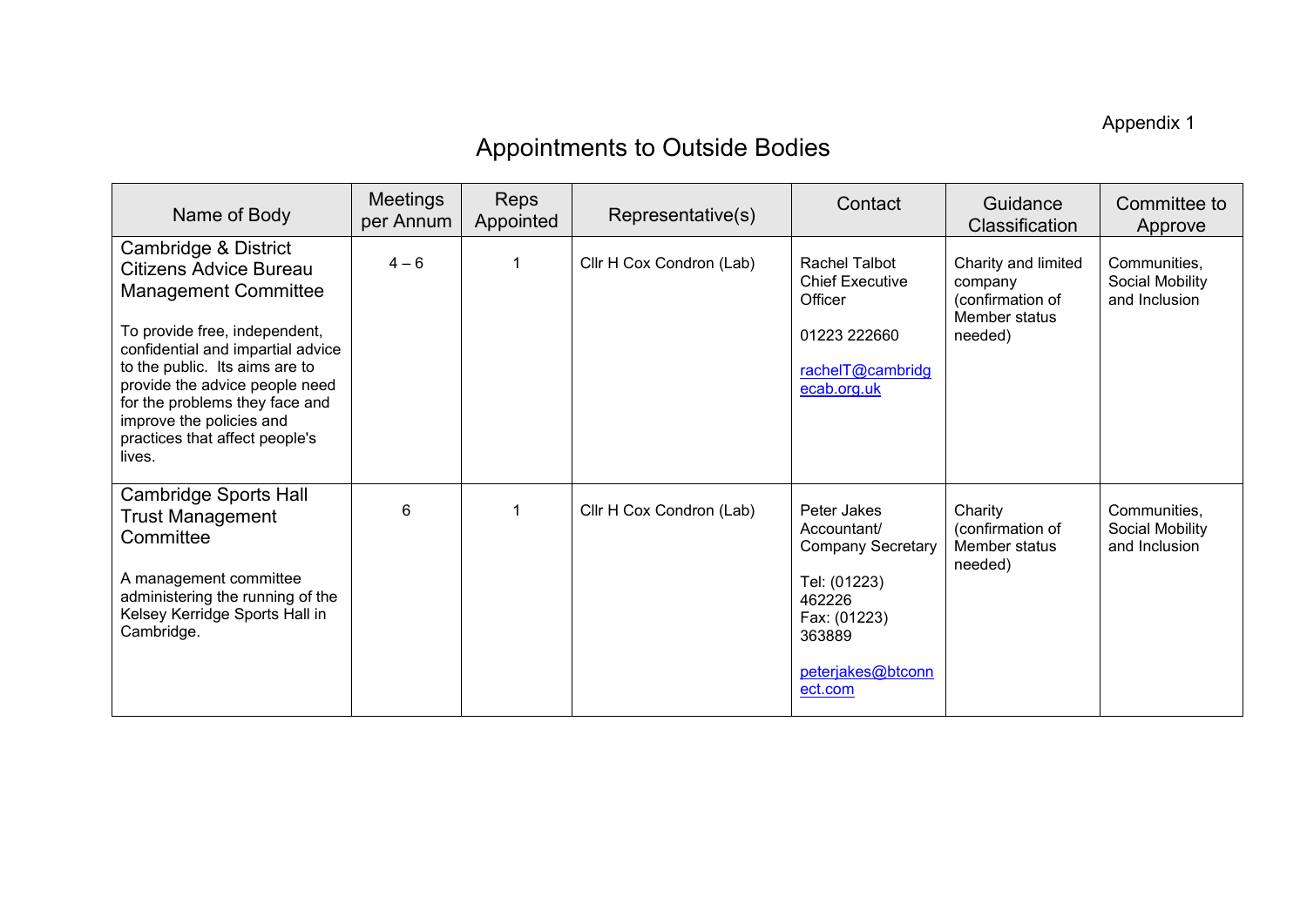Appendix 1

# Appointments to Outside Bodies

| Name of Body | Meetings per Annum | Reps Appointed | Representative(s) | Contact | Guidance Classification | Committee to Approve |
|---|---|---|---|---|---|---|
| Cambridge & District Citizens Advice Bureau Management Committee<br><br>To provide free, independent, confidential and impartial advice to the public. Its aims are to provide the advice people need for the problems they face and improve the policies and practices that affect people's lives. | 4 – 6 | 1 | Cllr H Cox Condron (Lab) | Rachel Talbot<br>Chief Executive Officer<br><br>01223 222660<br><br>rachelT@cambridgecab.org.uk | Charity and limited company (confirmation of Member status needed) | Communities, Social Mobility and Inclusion |
| Cambridge Sports Hall Trust Management Committee<br><br>A management committee administering the running of the Kelsey Kerridge Sports Hall in Cambridge. | 6 | 1 | Cllr H Cox Condron (Lab) | Peter Jakes<br>Accountant/ Company Secretary<br><br>Tel: (01223) 462226<br>Fax: (01223) 363889<br><br>peterjakes@btconnect.com | Charity (confirmation of Member status needed) | Communities, Social Mobility and Inclusion |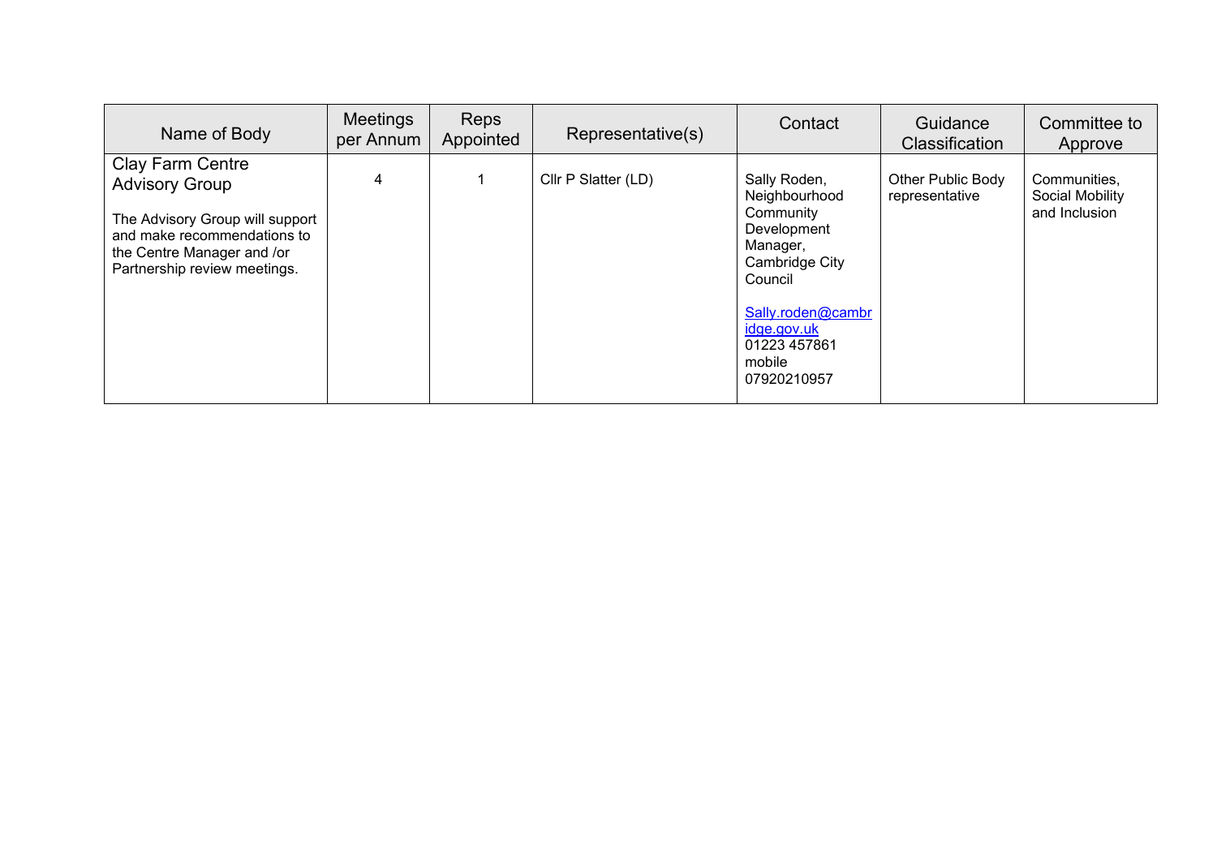| Name of Body | Meetings per Annum | Reps Appointed | Representative(s) | Contact | Guidance Classification | Committee to Approve |
|---|---|---|---|---|---|---|
| Clay Farm Centre Advisory Group<br><br>The Advisory Group will support and make recommendations to the Centre Manager and /or Partnership review meetings. | 4 | 1 | Cllr P Slatter (LD) | Sally Roden, Neighbourhood Community Development Manager, Cambridge City Council<br><br>Sally.roden@cambridge.gov.uk<br>01223 457861<br>mobile<br>07920210957 | Other Public Body representative | Communities, Social Mobility and Inclusion |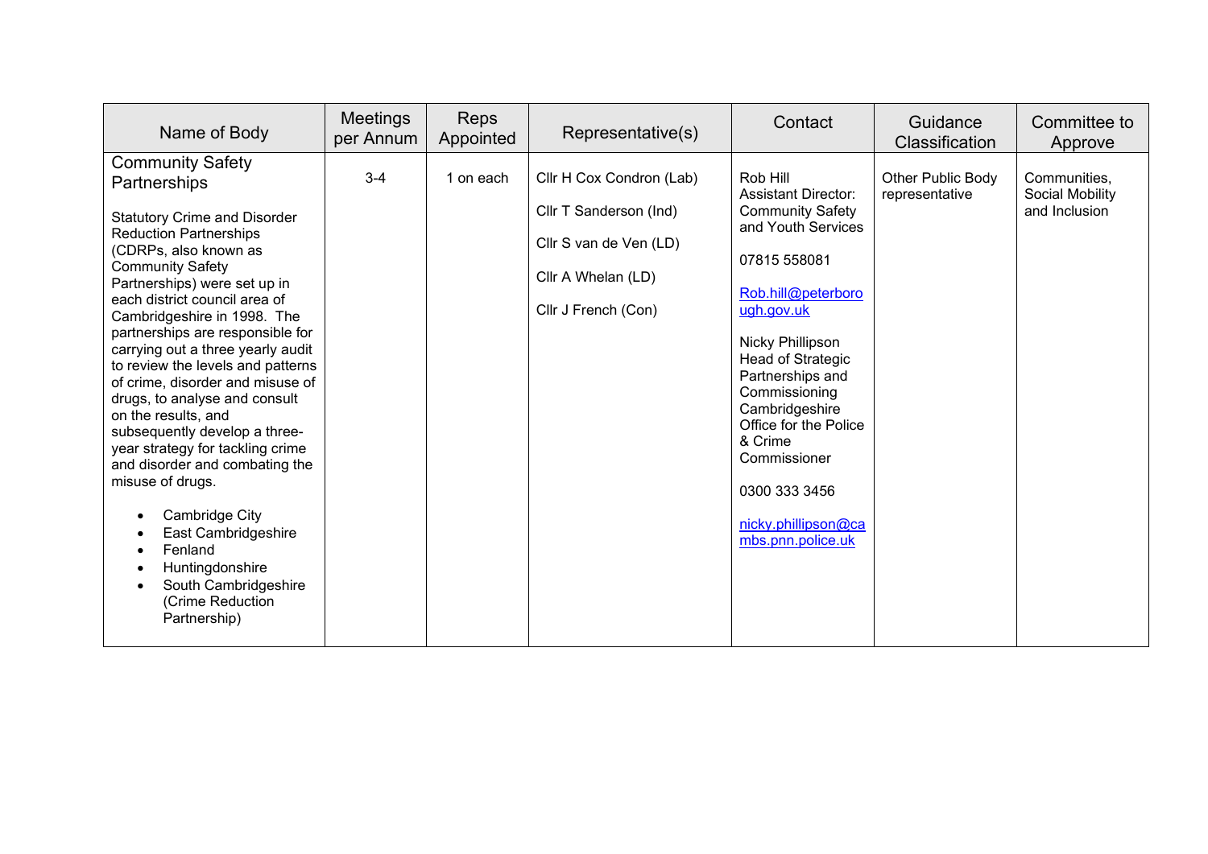| Name of Body | Meetings per Annum | Reps Appointed | Representative(s) | Contact | Guidance Classification | Committee to Approve |
|---|---|---|---|---|---|---|
| Community Safety Partnerships<br><br>Statutory Crime and Disorder Reduction Partnerships (CDRPs, also known as Community Safety Partnerships) were set up in each district council area of Cambridgeshire in 1998. The partnerships are responsible for carrying out a three yearly audit to review the levels and patterns of crime, disorder and misuse of drugs, to analyse and consult on the results, and subsequently develop a three-year strategy for tackling crime and disorder and combating the misuse of drugs.<br><br>• Cambridge City<br>• East Cambridgeshire<br>• Fenland<br>• Huntingdonshire<br>• South Cambridgeshire (Crime Reduction Partnership) | 3-4 | 1 on each | Cllr H Cox Condron (Lab)<br><br>Cllr T Sanderson (Ind)<br><br>Cllr S van de Ven (LD)<br><br>Cllr A Whelan (LD)<br><br>Cllr J French (Con) | Rob Hill<br>Assistant Director: Community Safety and Youth Services<br><br>07815 558081<br><br>Rob.hill@peterborough.gov.uk<br><br>Nicky Phillipson<br>Head of Strategic Partnerships and Commissioning Cambridgeshire Office for the Police & Crime Commissioner<br><br>0300 333 3456<br><br>nicky.phillipson@cambs.pnn.police.uk | Other Public Body representative | Communities, Social Mobility and Inclusion |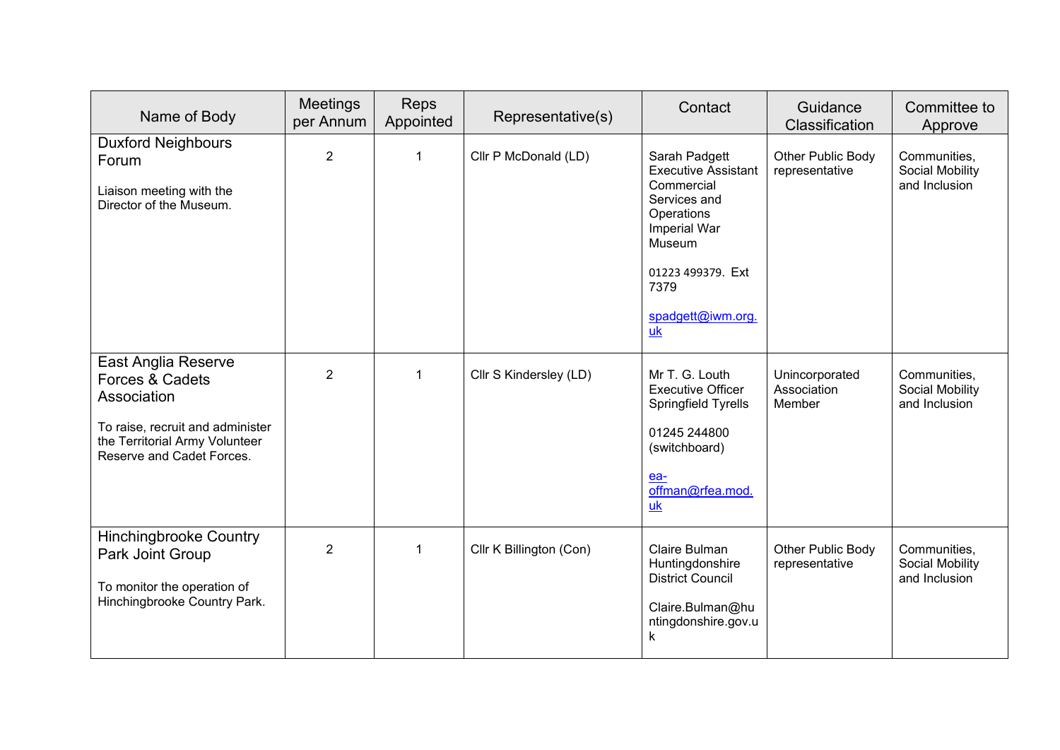| Name of Body | Meetings per Annum | Reps Appointed | Representative(s) | Contact | Guidance Classification | Committee to Approve |
|---|---|---|---|---|---|---|
| Duxford Neighbours Forum<br><br>Liaison meeting with the Director of the Museum. | 2 | 1 | Cllr P McDonald (LD) | Sarah Padgett<br>Executive Assistant Commercial Services and Operations<br>Imperial War Museum<br><br>01223 499379. Ext 7379<br><br>spadgett@iwm.org.uk | Other Public Body representative | Communities, Social Mobility and Inclusion |
| East Anglia Reserve Forces & Cadets Association<br><br>To raise, recruit and administer the Territorial Army Volunteer Reserve and Cadet Forces. | 2 | 1 | Cllr S Kindersley (LD) | Mr T. G. Louth<br>Executive Officer<br>Springfield Tyrells<br><br>01245 244800 (switchboard)<br><br>ea-offman@rfea.mod.uk | Unincorporated Association Member | Communities, Social Mobility and Inclusion |
| Hinchingbrooke Country Park Joint Group<br><br>To monitor the operation of Hinchingbrooke Country Park. | 2 | 1 | Cllr K Billington (Con) | Claire Bulman<br>Huntingdonshire District Council<br><br>Claire.Bulman@huntingdonshire.gov.uk | Other Public Body representative | Communities, Social Mobility and Inclusion |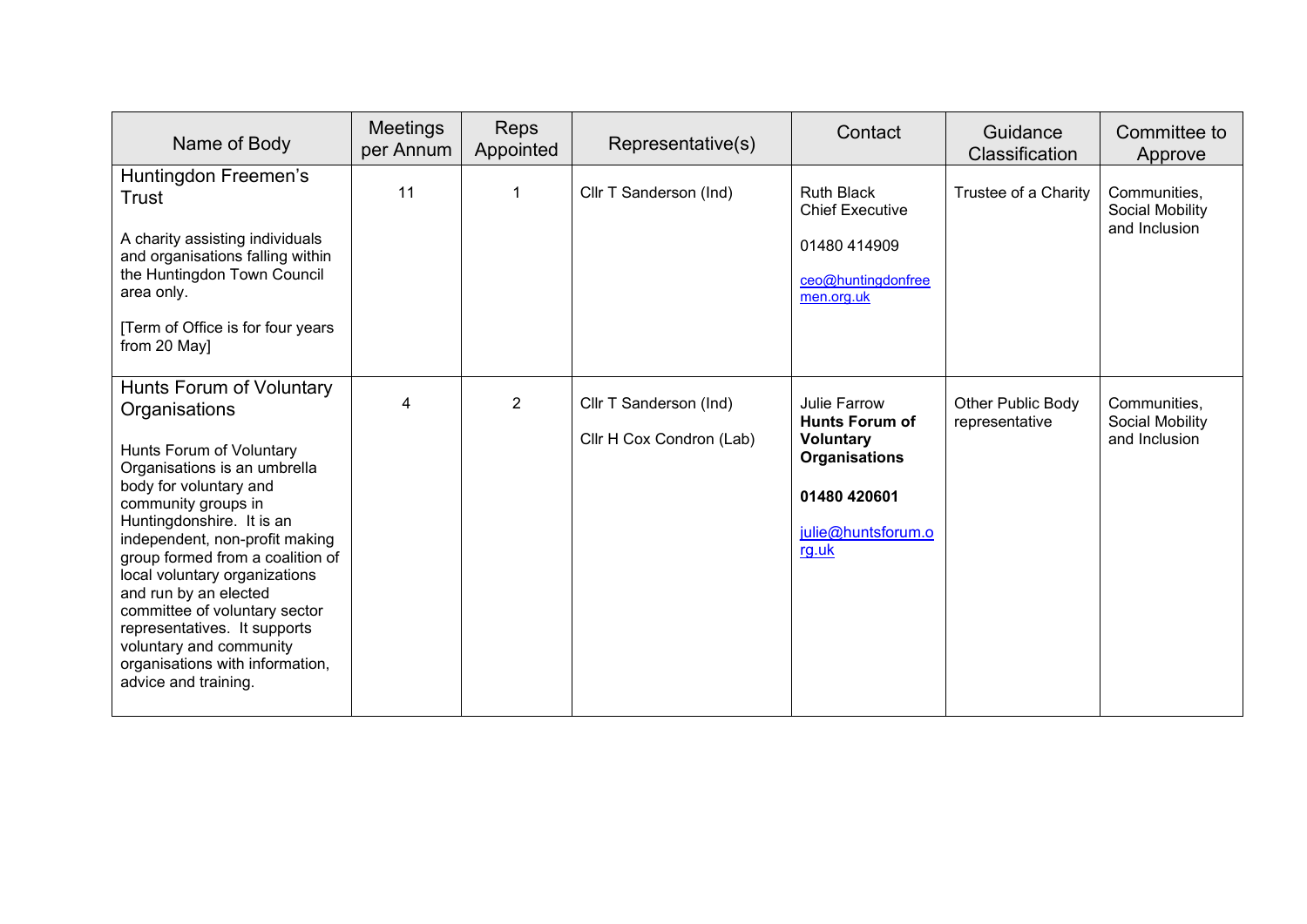| Name of Body | Meetings per Annum | Reps Appointed | Representative(s) | Contact | Guidance Classification | Committee to Approve |
|---|---|---|---|---|---|---|
| Huntingdon Freemen's Trust<br><br>A charity assisting individuals and organisations falling within the Huntingdon Town Council area only.<br><br>[Term of Office is for four years from 20 May] | 11 | 1 | Cllr T Sanderson (Ind) | Ruth Black<br>Chief Executive<br><br>01480 414909<br><br>ceo@huntingdonfreemen.org.uk | Trustee of a Charity | Communities, Social Mobility and Inclusion |
| Hunts Forum of Voluntary Organisations<br><br>Hunts Forum of Voluntary Organisations is an umbrella body for voluntary and community groups in Huntingdonshire. It is an independent, non-profit making group formed from a coalition of local voluntary organizations and run by an elected committee of voluntary sector representatives. It supports voluntary and community organisations with information, advice and training. | 4 | 2 | Cllr T Sanderson (Ind)<br><br>Cllr H Cox Condron (Lab) | Julie Farrow<br>**Hunts Forum of Voluntary Organisations**<br><br>**01480 420601**<br><br>julie@huntsforum.org.uk | Other Public Body representative | Communities, Social Mobility and Inclusion |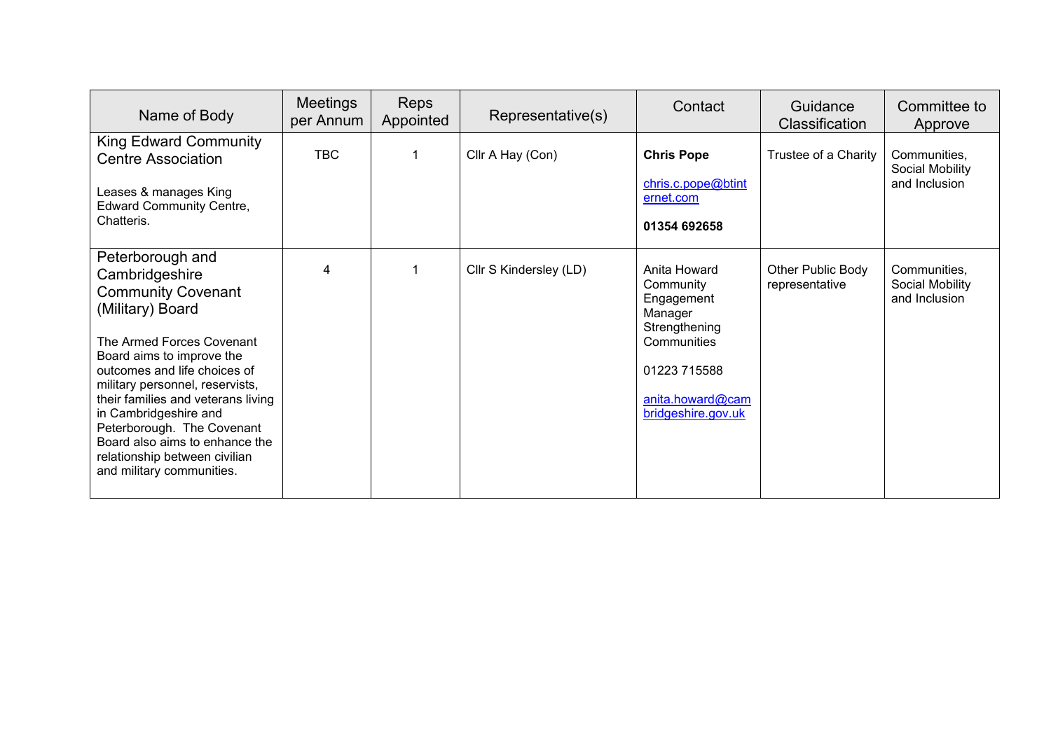| Name of Body | Meetings per Annum | Reps Appointed | Representative(s) | Contact | Guidance Classification | Committee to Approve |
|---|---|---|---|---|---|---|
| King Edward Community Centre Association<br><br>Leases & manages King Edward Community Centre, Chatteris. | TBC | 1 | Cllr A Hay (Con) | **Chris Pope**<br><br>chris.c.pope@btinternet.com<br><br>**01354 692658** | Trustee of a Charity | Communities, Social Mobility and Inclusion |
| Peterborough and Cambridgeshire Community Covenant (Military) Board<br><br>The Armed Forces Covenant Board aims to improve the outcomes and life choices of military personnel, reservists, their families and veterans living in Cambridgeshire and Peterborough. The Covenant Board also aims to enhance the relationship between civilian and military communities. | 4 | 1 | Cllr S Kindersley (LD) | Anita Howard Community Engagement Manager Strengthening Communities<br><br>01223 715588<br><br>anita.howard@cambridgeshire.gov.uk | Other Public Body representative | Communities, Social Mobility and Inclusion |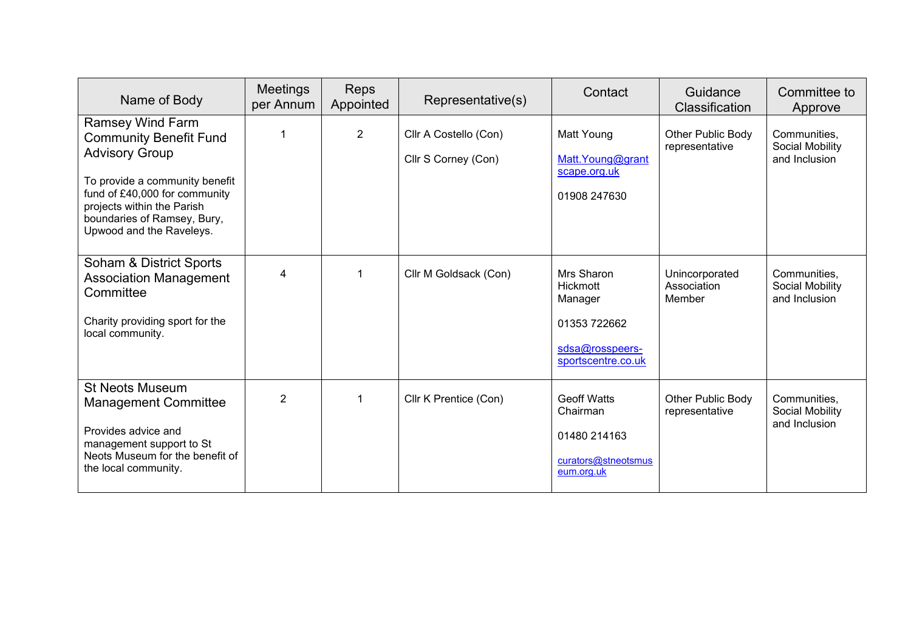| Name of Body | Meetings per Annum | Reps Appointed | Representative(s) | Contact | Guidance Classification | Committee to Approve |
|---|---|---|---|---|---|---|
| Ramsey Wind Farm Community Benefit Fund Advisory Group<br><br>To provide a community benefit fund of £40,000 for community projects within the Parish boundaries of Ramsey, Bury, Upwood and the Raveleys. | 1 | 2 | Cllr A Costello (Con)<br><br>Cllr S Corney (Con) | Matt Young<br><br>Matt.Young@grantscape.org.uk<br><br>01908 247630 | Other Public Body representative | Communities, Social Mobility and Inclusion |
| Soham & District Sports Association Management Committee<br><br>Charity providing sport for the local community. | 4 | 1 | Cllr M Goldsack (Con) | Mrs Sharon Hickmott Manager<br><br>01353 722662<br><br>sdsa@rosspeers-sportscentre.co.uk | Unincorporated Association Member | Communities, Social Mobility and Inclusion |
| St Neots Museum Management Committee<br><br>Provides advice and management support to St Neots Museum for the benefit of the local community. | 2 | 1 | Cllr K Prentice (Con) | Geoff Watts Chairman<br><br>01480 214163<br><br>curators@stneotsmuseum.org.uk | Other Public Body representative | Communities, Social Mobility and Inclusion |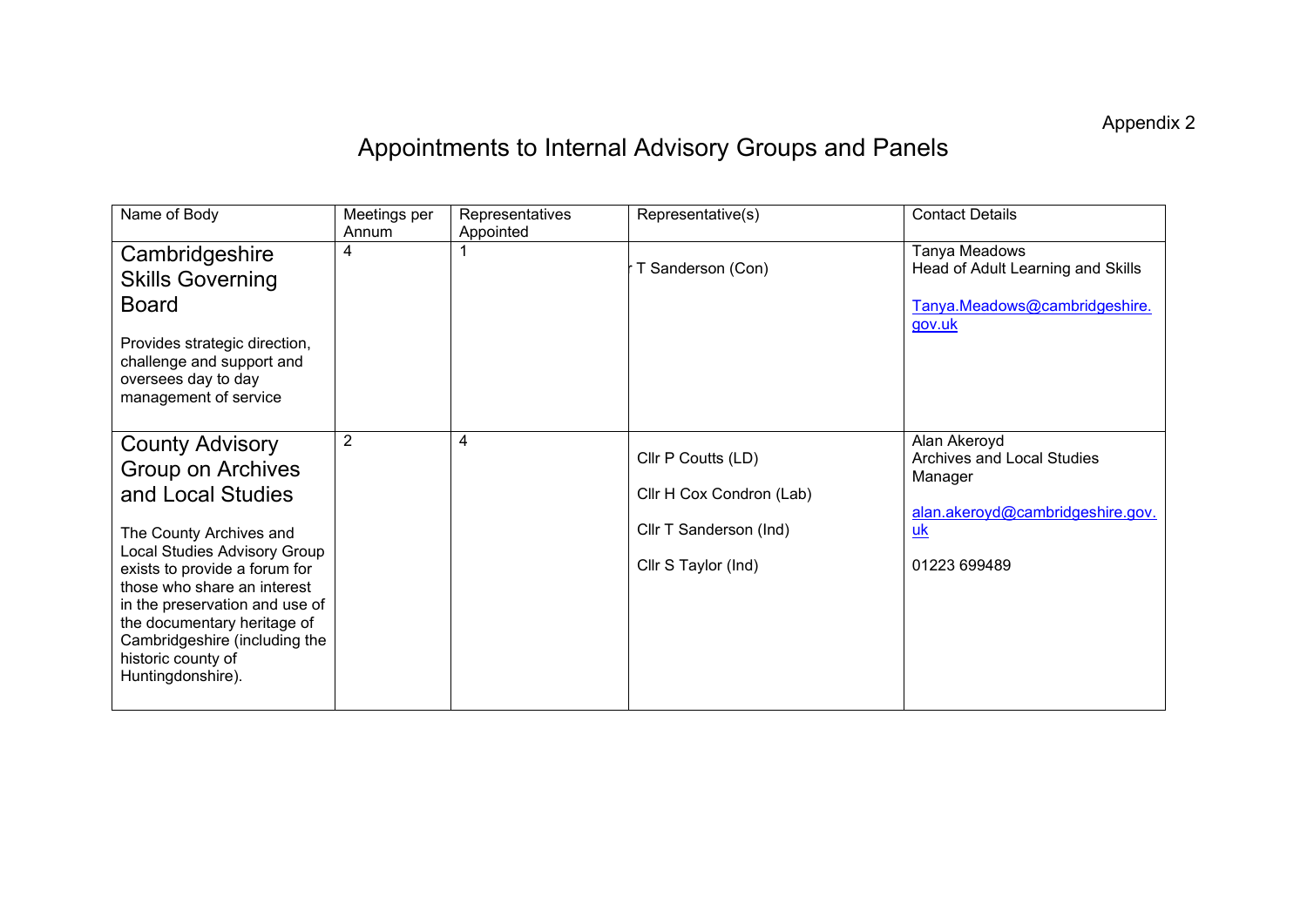Appendix 2

# Appointments to Internal Advisory Groups and Panels

| Name of Body | Meetings per Annum | Representatives Appointed | Representative(s) | Contact Details |
|---|---|---|---|---|
| **Cambridgeshire Skills Governing Board**<br><br>Provides strategic direction, challenge and support and oversees day to day management of service | 4 | 1 | T Sanderson (Con) | Tanya Meadows<br>Head of Adult Learning and Skills<br><br>Tanya.Meadows@cambridgeshire.gov.uk |
| **County Advisory Group on Archives and Local Studies**<br><br>The County Archives and Local Studies Advisory Group exists to provide a forum for those who share an interest in the preservation and use of the documentary heritage of Cambridgeshire (including the historic county of Huntingdonshire). | 2 | 4 | Cllr P Coutts (LD)<br><br>Cllr H Cox Condron (Lab)<br><br>Cllr T Sanderson (Ind)<br><br>Cllr S Taylor (Ind) | Alan Akeroyd<br>Archives and Local Studies Manager<br><br>alan.akeroyd@cambridgeshire.gov.uk<br><br>01223 699489 |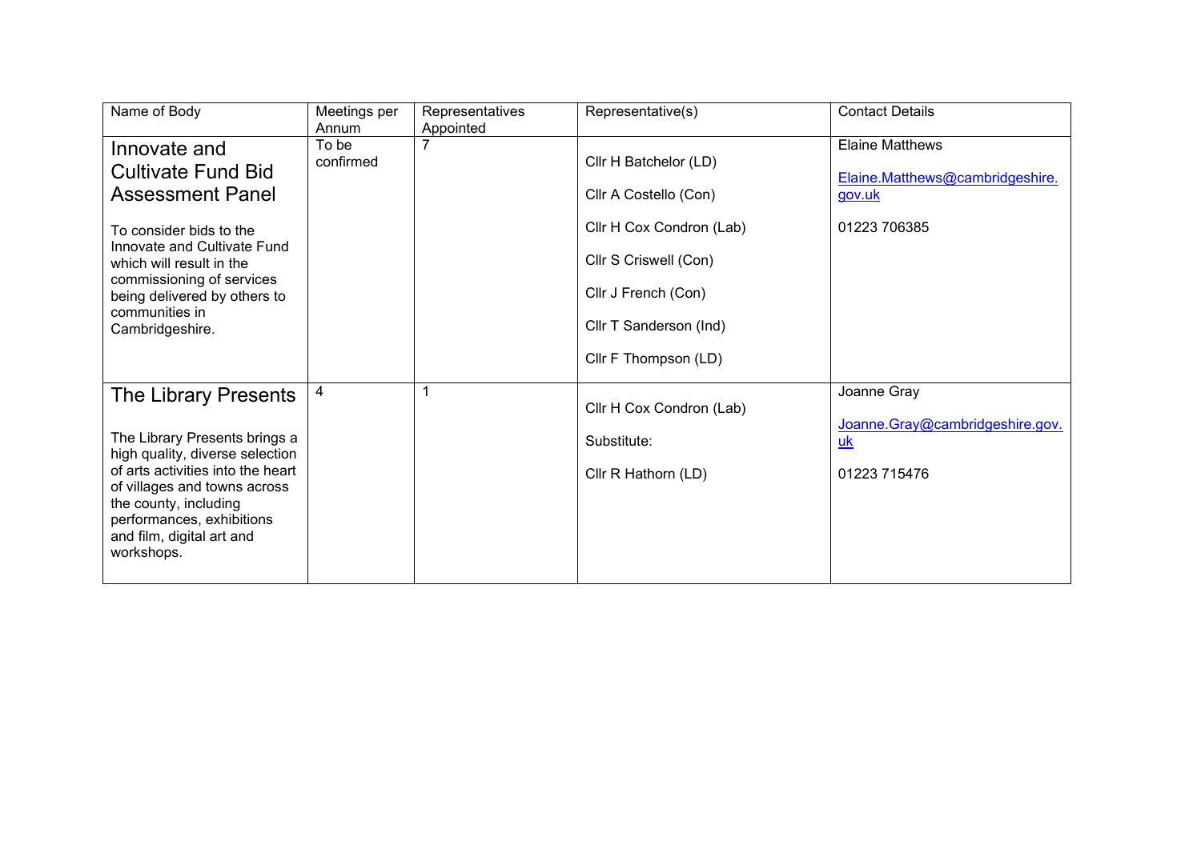| Name of Body | Meetings per Annum | Representatives Appointed | Representative(s) | Contact Details |
|---|---|---|---|---|
| **Innovate and Cultivate Fund Bid Assessment Panel**<br><br>To consider bids to the Innovate and Cultivate Fund which will result in the commissioning of services being delivered by others to communities in Cambridgeshire. | To be confirmed | 7 | Cllr H Batchelor (LD)<br><br>Cllr A Costello (Con)<br><br>Cllr H Cox Condron (Lab)<br><br>Cllr S Criswell (Con)<br><br>Cllr J French (Con)<br><br>Cllr T Sanderson (Ind)<br><br>Cllr F Thompson (LD) | Elaine Matthews<br><br>Elaine.Matthews@cambridgeshire.gov.uk<br><br>01223 706385 |
| **The Library Presents**<br><br>The Library Presents brings a high quality, diverse selection of arts activities into the heart of villages and towns across the county, including performances, exhibitions and film, digital art and workshops. | 4 | 1 | Cllr H Cox Condron (Lab)<br><br>Substitute:<br><br>Cllr R Hathorn (LD) | Joanne Gray<br><br>Joanne.Gray@cambridgeshire.gov.uk<br><br>01223 715476 |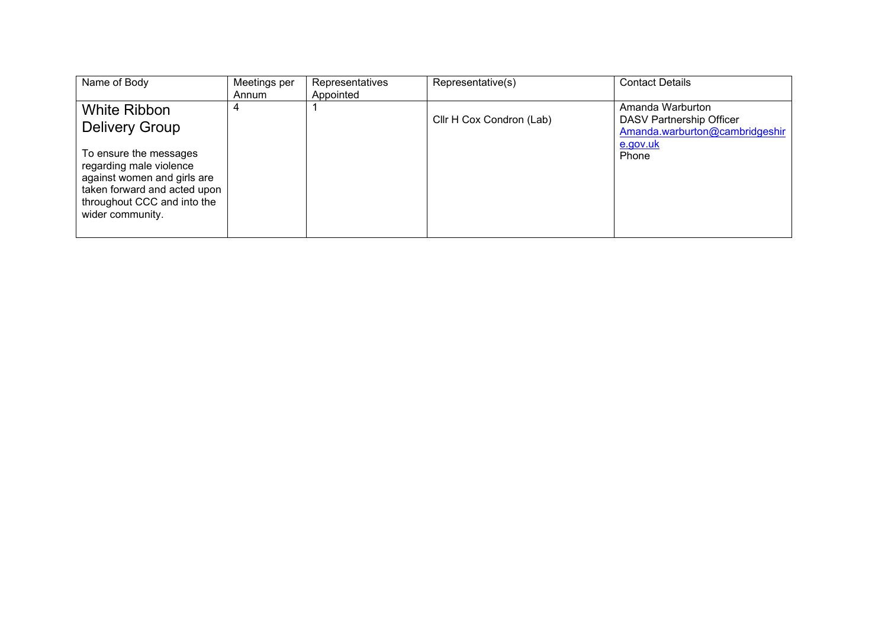| Name of Body | Meetings per Annum | Representatives Appointed | Representative(s) | Contact Details |
|---|---|---|---|---|
| **White Ribbon Delivery Group**<br><br>To ensure the messages regarding male violence against women and girls are taken forward and acted upon throughout CCC and into the wider community. | 4 | 1 | Cllr H Cox Condron (Lab) | Amanda Warburton<br>DASV Partnership Officer<br>Amanda.warburton@cambridgeshire.gov.uk<br>Phone |